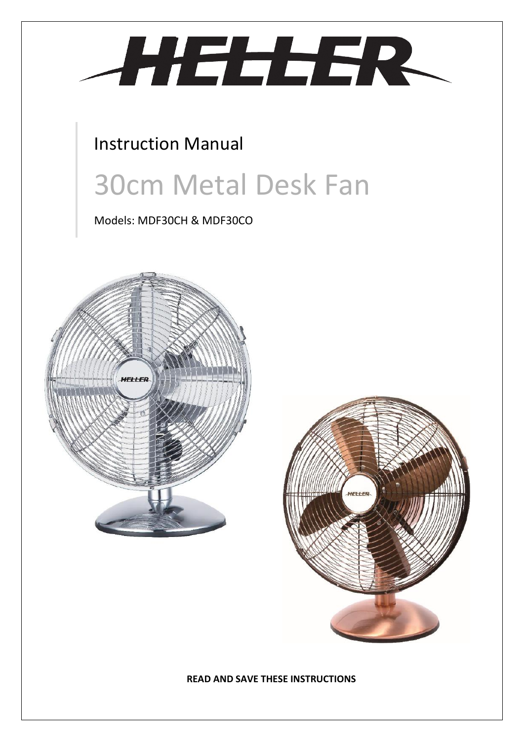# HELLER

Instruction Manual

# 30cm Metal Desk Fan

Models: MDF30CH & MDF30CO

**READ AND SAVE THESE INSTRUCTIONS**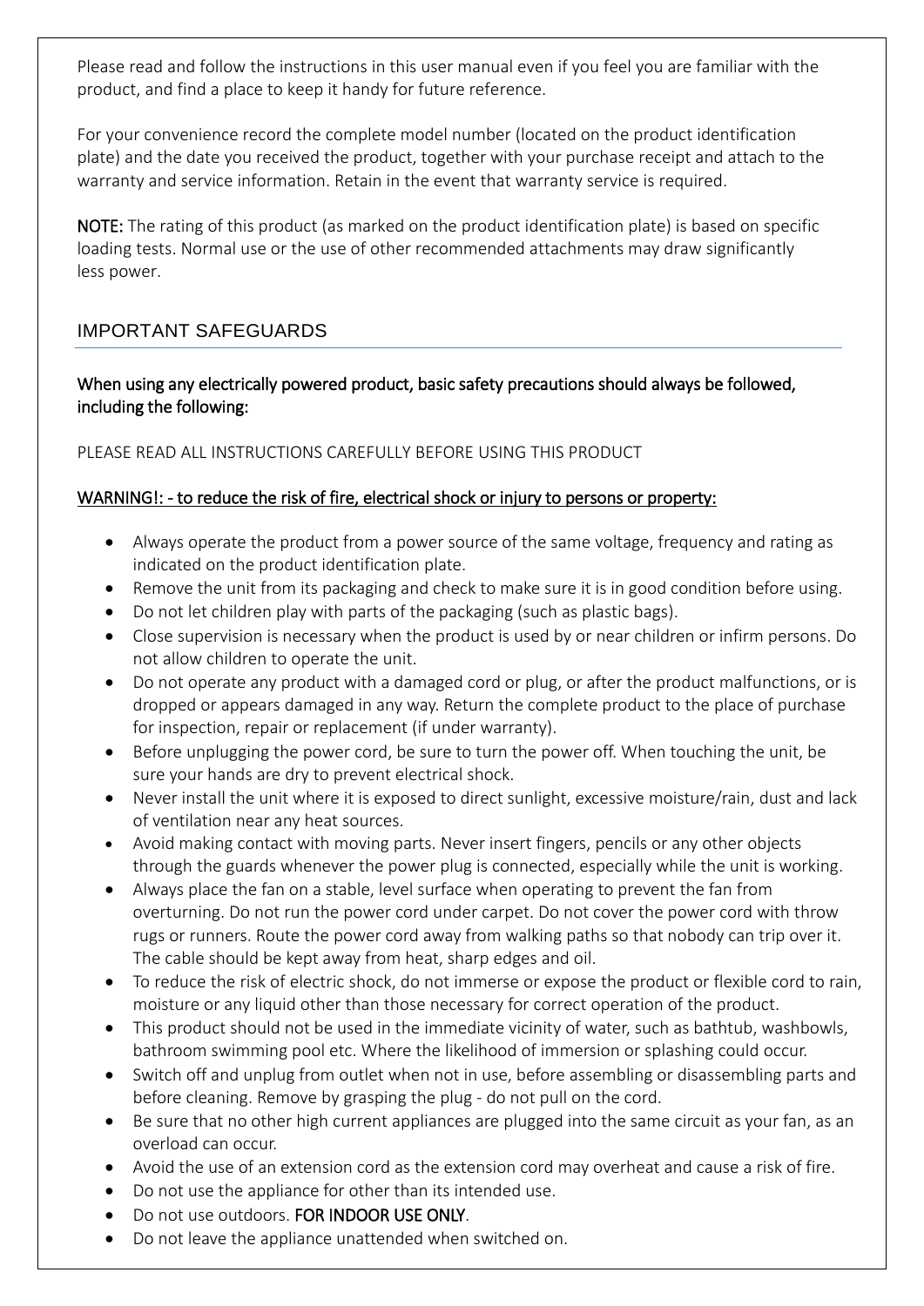Please read and follow the instructions in this user manual even if you feel you are familiar with the product, and find a place to keep it handy for future reference.

For your convenience record the complete model number (located on the product identification plate) and the date you received the product, together with your purchase receipt and attach to the warranty and service information. Retain in the event that warranty service is required.

**NOTE:** The rating of this product (as marked on the product identification plate) is based on specific loading tests. Normal use or the use of other recommended attachments may draw significantly less power.

## IMPORTANT SAFEGUARDS

**When using any electrically powered product, basic safety precautions should always be followed, including the following:**

PLEASE READ ALL INSTRUCTIONS CAREFULLY BEFORE USING THIS PRODUCT

**WARNING!: - to reduce the risk of fire, electrical shock or injury to persons or property:**

- Always operate the product from a power source of the same voltage, frequency and rating as indicated on the product identification plate.
- Remove the unit from its packaging and check to make sure it is in good condition before using.
- Do not let children play with parts of the packaging (such as plastic bags).
- Close supervision is necessary when the product is used by or near children or infirm persons. Do not allow children to operate the unit.
- Do not operate any product with a damaged cord or plug, or after the product malfunctions, or is dropped or appears damaged in any way. Return the complete product to the place of purchase for inspection, repair or replacement (if under warranty).
- Before unplugging the power cord, be sure to turn the power off. When touching the unit, be sure your hands are dry to prevent electrical shock.
- Never install the unit where it is exposed to direct sunlight, excessive moisture/rain, dust and lack of ventilation near any heat sources.
- Avoid making contact with moving parts. Never insert fingers, pencils or any other objects through the guards whenever the power plug is connected, especially while the unit is working.
- Always place the fan on a stable, level surface when operating to prevent the fan from overturning. Do not run the power cord under carpet. Do not cover the power cord with throw rugs or runners. Route the power cord away from walking paths so that nobody can trip over it. The cable should be kept away from heat, sharp edges and oil.
- To reduce the risk of electric shock, do not immerse or expose the product or flexible cord to rain, moisture or any liquid other than those necessary for correct operation of the product.
- This product should not be used in the immediate vicinity of water, such as bathtub, washbowls, bathroom swimming pool etc. Where the likelihood of immersion or splashing could occur.
- Switch off and unplug from outlet when not in use, before assembling or disassembling parts and before cleaning. Remove by grasping the plug - do not pull on the cord.
- Be sure that no other high current appliances are plugged into the same circuit as your fan, as an overload can occur.
- Avoid the use of an extension cord as the extension cord may overheat and cause a risk of fire.
- Do not use the appliance for other than its intended use.
- Do not use outdoors. **FOR INDOOR USE ONLY**.
- Do not leave the appliance unattended when switched on.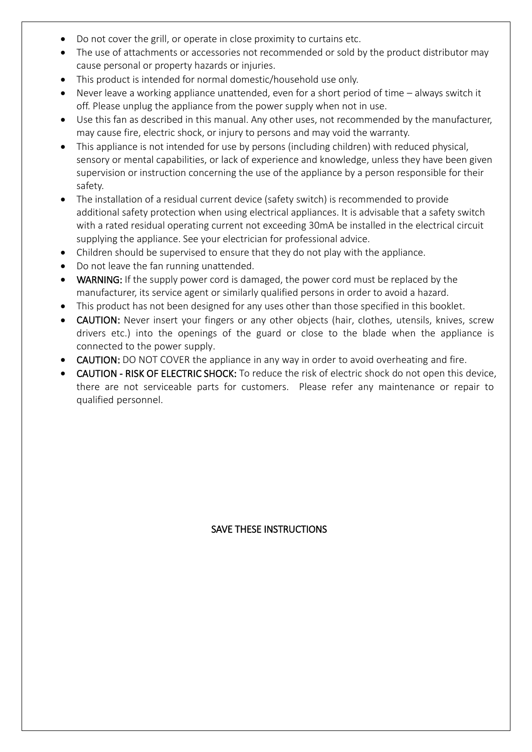- Do not cover the grill, or operate in close proximity to curtains etc.
- The use of attachments or accessories not recommended or sold by the product distributor may cause personal or property hazards or injuries.
- This product is intended for normal domestic/household use only.
- Never leave a working appliance unattended, even for a short period of time – always switch it off. Please unplug the appliance from the power supply when not in use.
- Use this fan as described in this manual. Any other uses, not recommended by the manufacturer, may cause fire, electric shock, or injury to persons and may void the warranty.
- This appliance is not intended for use by persons (including children) with reduced physical, sensory or mental capabilities, or lack of experience and knowledge, unless they have been given supervision or instruction concerning the use of the appliance by a person responsible for their safety.
- The installation of a residual current device (safety switch) is recommended to provide additional safety protection when using electrical appliances. It is advisable that a safety switch with a rated residual operating current not exceeding 30mA be installed in the electrical circuit supplying the appliance. See your electrician for professional advice.
- Children should be supervised to ensure that they do not play with the appliance.
- Do not leave the fan running unattended.
- **WARNING:** If the supply power cord is damaged, the power cord must be replaced by the manufacturer, its service agent or similarly qualified persons in order to avoid a hazard.
- This product has not been designed for any uses other than those specified in this booklet.
- **CAUTION:** Never insert your fingers or any other objects (hair, clothes, utensils, knives, screw drivers etc.) into the openings of the guard or close to the blade when the appliance is connected to the power supply.
- **CAUTION:** DO NOT COVER the appliance in any way in order to avoid overheating and fire.
- **CAUTION - RISK OF ELECTRIC SHOCK:** To reduce the risk of electric shock do not open this device, there are not serviceable parts for customers. Please refer any maintenance or repair to qualified personnel.

SAVE THESE INSTRUCTIONS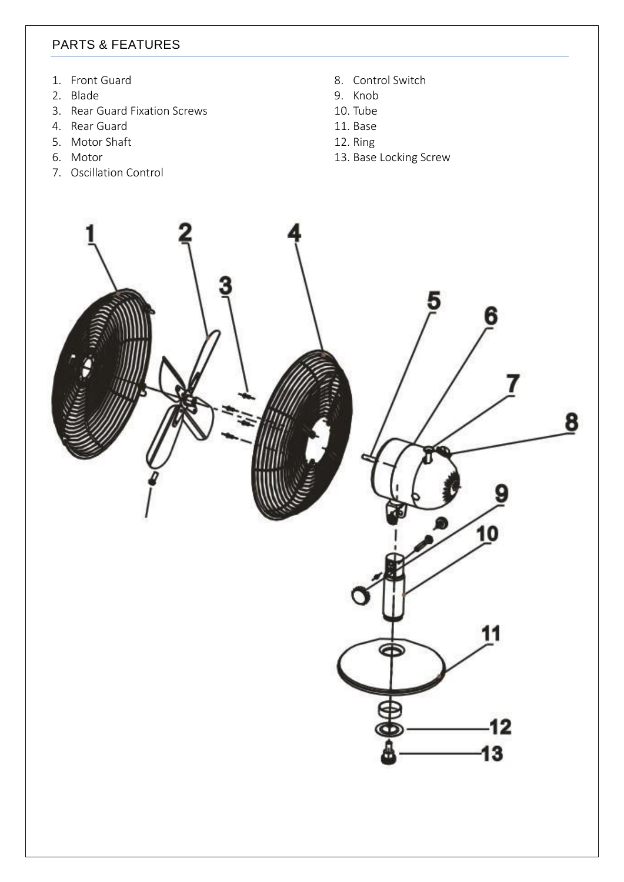## PARTS & FEATURES

1. Front Guard
2. Blade
3. Rear Guard Fixation Screws
4. Rear Guard
5. Motor Shaft
6. Motor
7. Oscillation Control
8. Control Switch
9. Knob
10. Tube
11. Base
12. Ring
13. Base Locking Screw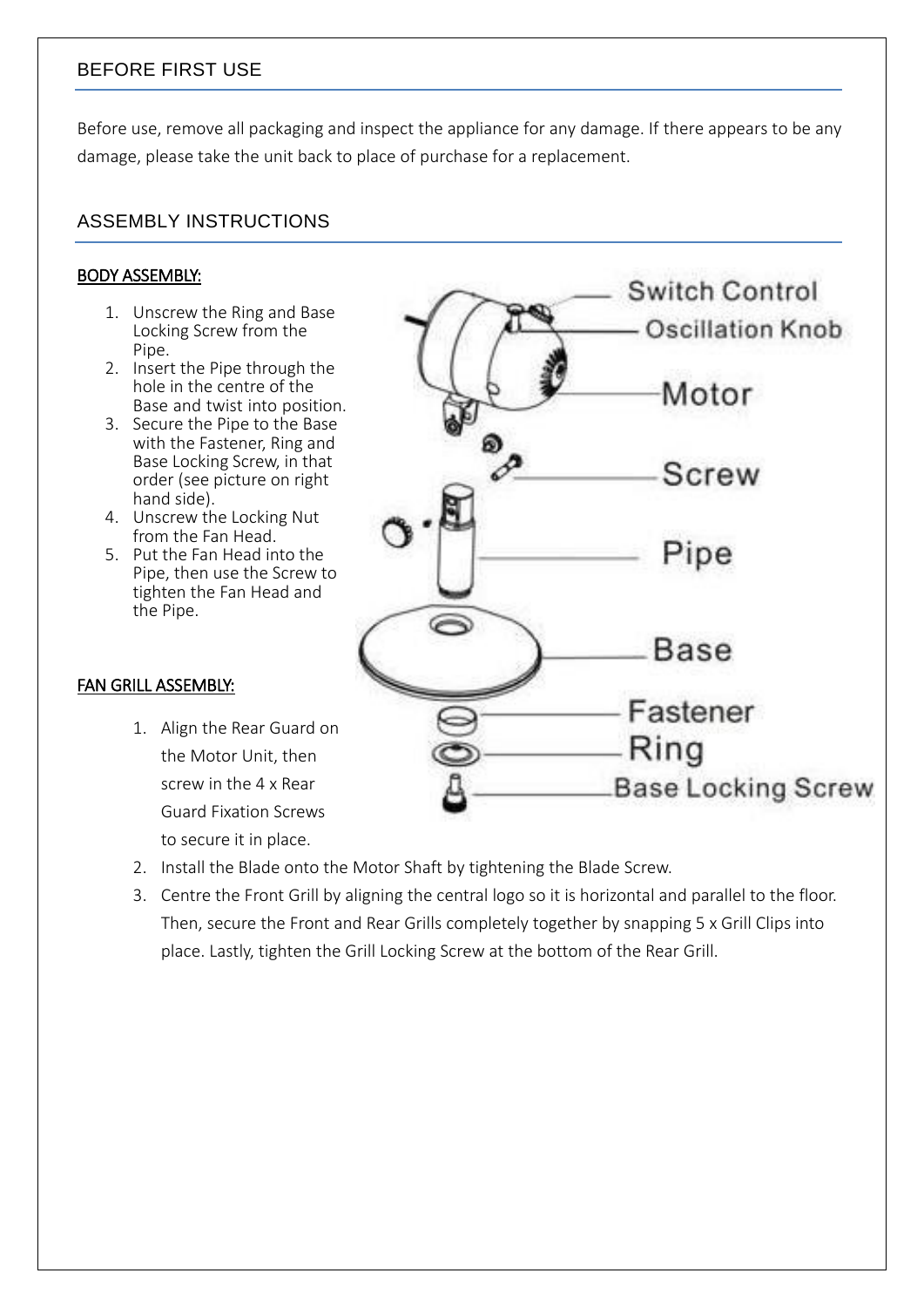## BEFORE FIRST USE

Before use, remove all packaging and inspect the appliance for any damage. If there appears to be any damage, please take the unit back to place of purchase for a replacement.

## ASSEMBLY INSTRUCTIONS

**BODY ASSEMBLY:**

1. Unscrew the Ring and Base Locking Screw from the Pipe.
2. Insert the Pipe through the hole in the centre of the Base and twist into position.
3. Secure the Pipe to the Base with the Fastener, Ring and Base Locking Screw, in that order (see picture on right hand side).
4. Unscrew the Locking Nut from the Fan Head.
5. Put the Fan Head into the Pipe, then use the Screw to tighten the Fan Head and the Pipe.

Switch Control
Oscillation Knob
Motor
Screw
Pipe
Base
Fastener
Ring
Base Locking Screw

**FAN GRILL ASSEMBLY:**

1. Align the Rear Guard on the Motor Unit, then screw in the 4 x Rear Guard Fixation Screws to secure it in place.
2. Install the Blade onto the Motor Shaft by tightening the Blade Screw.
3. Centre the Front Grill by aligning the central logo so it is horizontal and parallel to the floor. Then, secure the Front and Rear Grills completely together by snapping 5 x Grill Clips into place. Lastly, tighten the Grill Locking Screw at the bottom of the Rear Grill.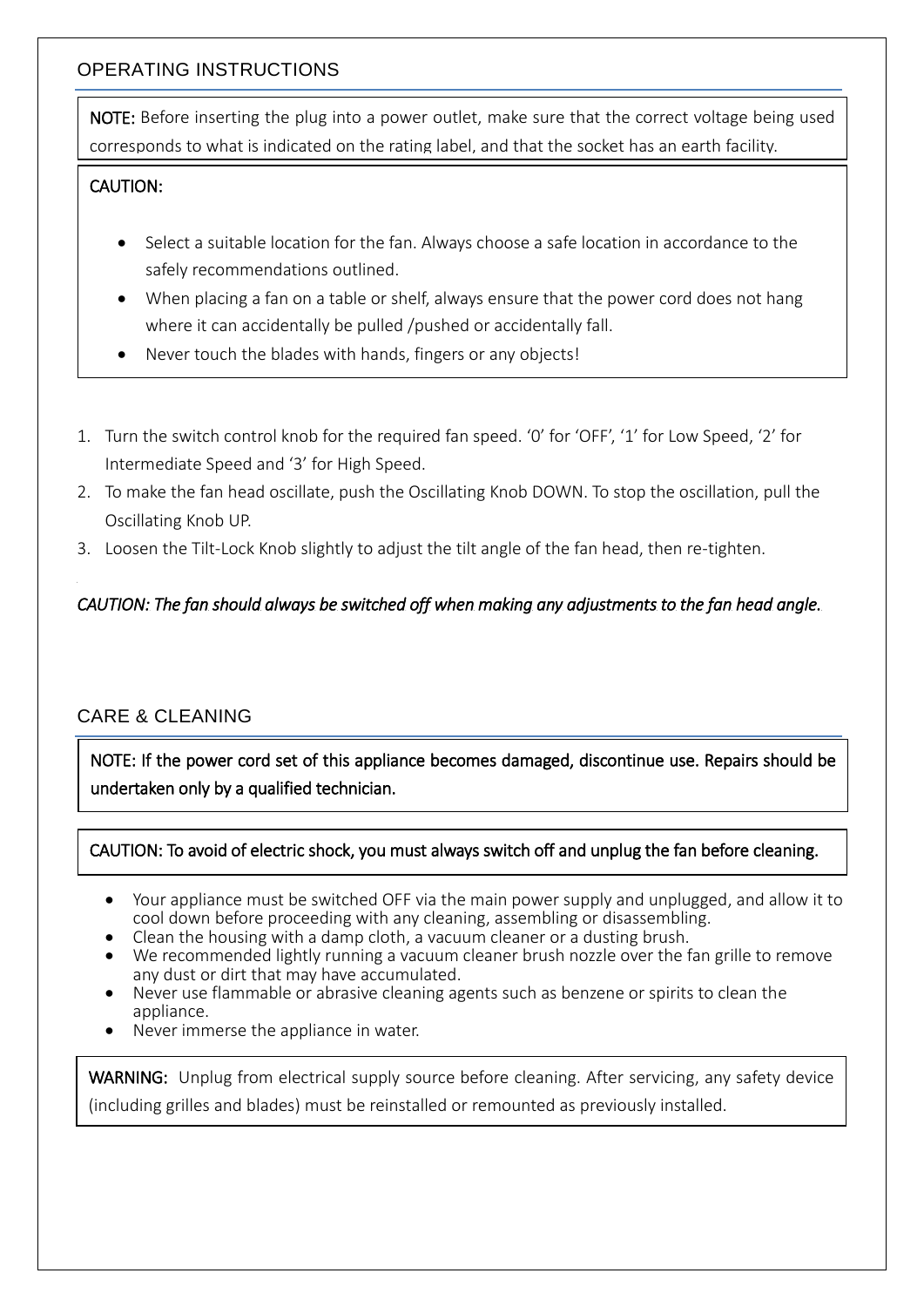## OPERATING INSTRUCTIONS

**NOTE:** Before inserting the plug into a power outlet, make sure that the correct voltage being used corresponds to what is indicated on the rating label, and that the socket has an earth facility.

**CAUTION:**

- Select a suitable location for the fan. Always choose a safe location in accordance to the safely recommendations outlined.
- When placing a fan on a table or shelf, always ensure that the power cord does not hang where it can accidentally be pulled /pushed or accidentally fall.
- Never touch the blades with hands, fingers or any objects!

1. Turn the switch control knob for the required fan speed. '0' for 'OFF', '1' for Low Speed, '2' for Intermediate Speed and '3' for High Speed.
2. To make the fan head oscillate, push the Oscillating Knob DOWN. To stop the oscillation, pull the Oscillating Knob UP.
3. Loosen the Tilt-Lock Knob slightly to adjust the tilt angle of the fan head, then re-tighten.

*CAUTION: The fan should always be switched off when making any adjustments to the fan head angle.*

## CARE & CLEANING

**NOTE: If the power cord set of this appliance becomes damaged, discontinue use. Repairs should be undertaken only by a qualified technician.**

**CAUTION: To avoid of electric shock, you must always switch off and unplug the fan before cleaning.**

- Your appliance must be switched OFF via the main power supply and unplugged, and allow it to cool down before proceeding with any cleaning, assembling or disassembling.
- Clean the housing with a damp cloth, a vacuum cleaner or a dusting brush.
- We recommended lightly running a vacuum cleaner brush nozzle over the fan grille to remove any dust or dirt that may have accumulated.
- Never use flammable or abrasive cleaning agents such as benzene or spirits to clean the appliance.
- Never immerse the appliance in water.

**WARNING:** Unplug from electrical supply source before cleaning. After servicing, any safety device (including grilles and blades) must be reinstalled or remounted as previously installed.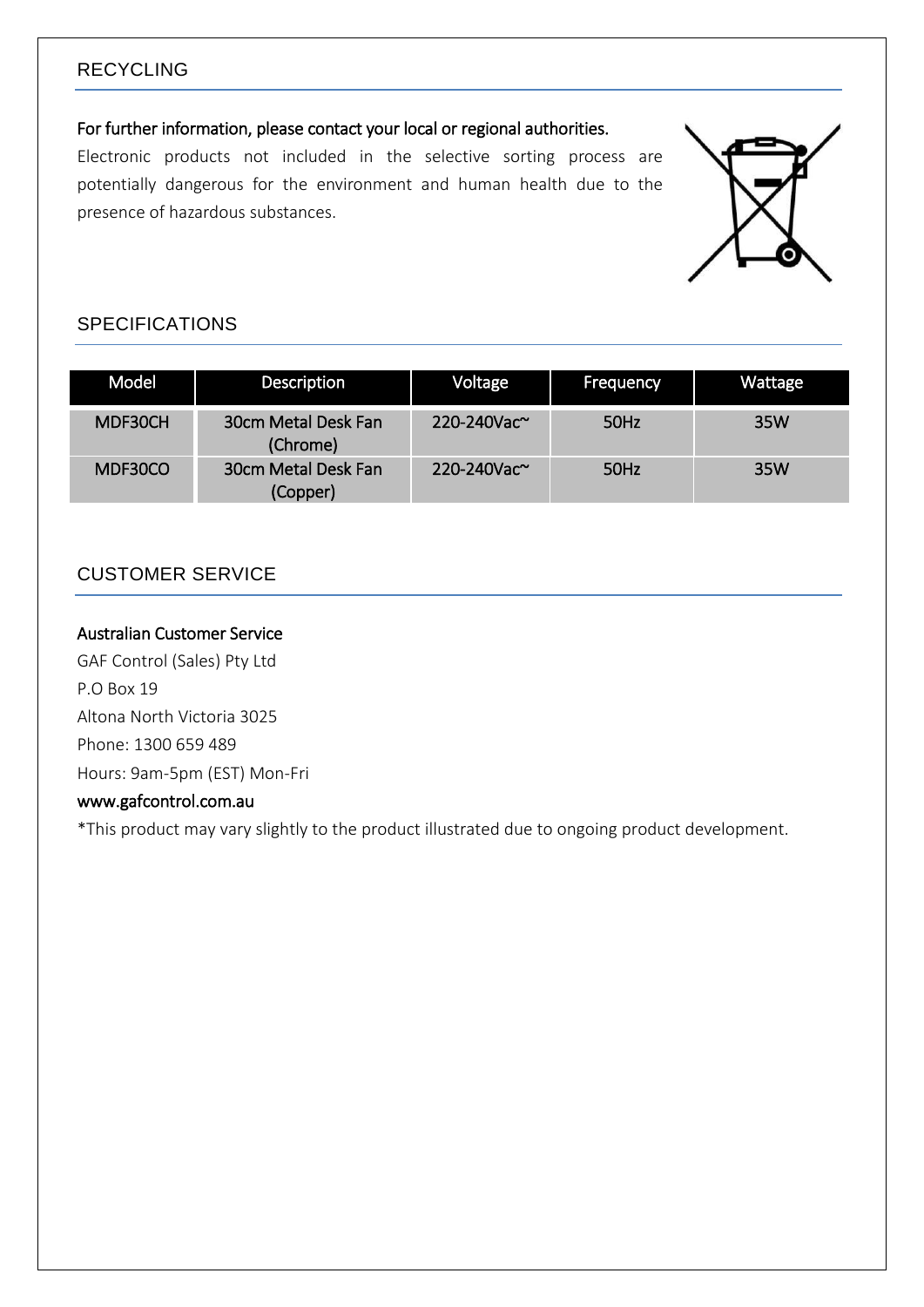## RECYCLING

**For further information, please contact your local or regional authorities.**

Electronic products not included in the selective sorting process are potentially dangerous for the environment and human health due to the presence of hazardous substances.

## SPECIFICATIONS

| Model | Description | Voltage | Frequency | Wattage |
|---|---|---|---|---|
| MDF30CH | 30cm Metal Desk Fan (Chrome) | 220-240Vac~ | 50Hz | 35W |
| MDF30CO | 30cm Metal Desk Fan (Copper) | 220-240Vac~ | 50Hz | 35W |

## CUSTOMER SERVICE

**Australian Customer Service**

GAF Control (Sales) Pty Ltd

P.O Box 19

Altona North Victoria 3025

Phone: 1300 659 489

Hours: 9am-5pm (EST) Mon-Fri

**www.gafcontrol.com.au**

*This product may vary slightly to the product illustrated due to ongoing product development.